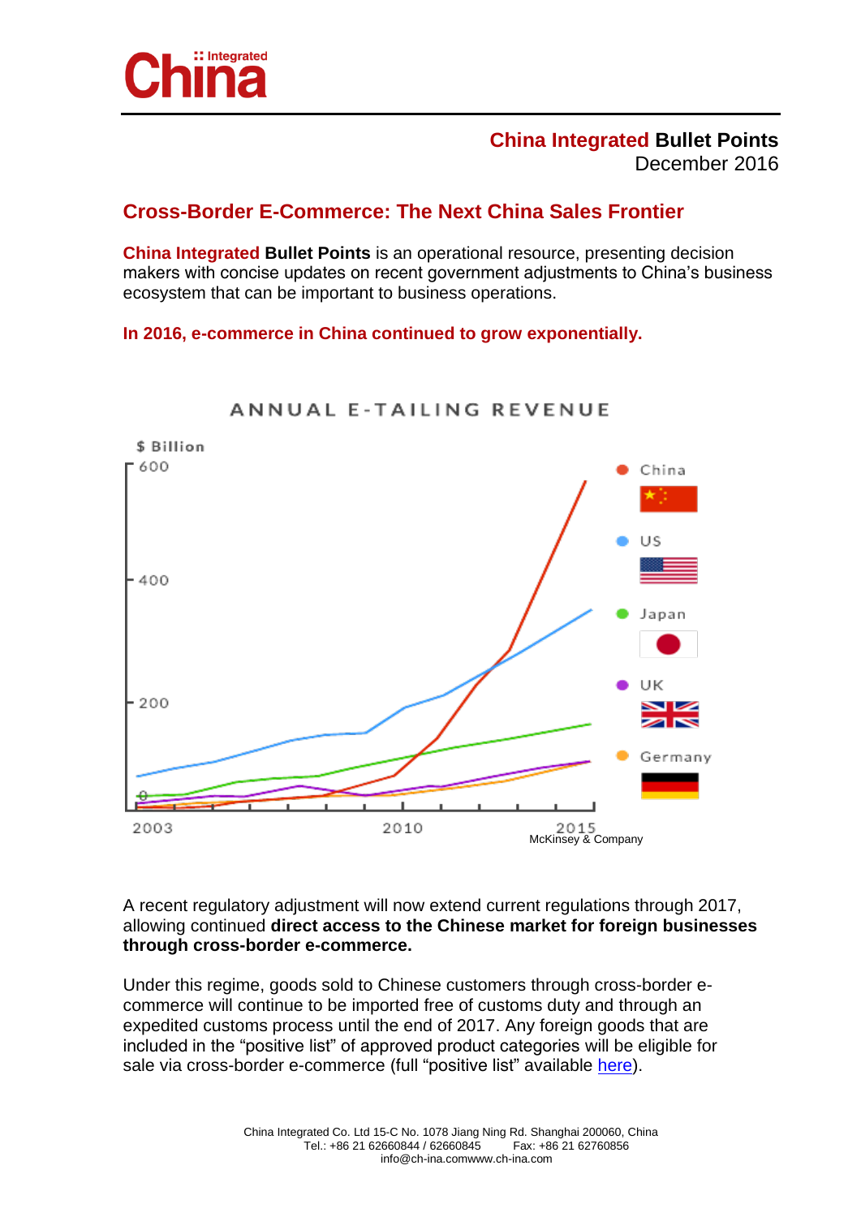**China Integrated Bullet Points**
December 2016

## Cross-Border E-Commerce: The Next China Sales Frontier

**China Integrated Bullet Points** is an operational resource, presenting decision makers with concise updates on recent government adjustments to China's business ecosystem that can be important to business operations.

**In 2016, e-commerce in China continued to grow exponentially.**

ANNUAL E-TAILING REVENUE

$ Billion

McKinsey & Company

A recent regulatory adjustment will now extend current regulations through 2017, allowing continued **direct access to the Chinese market for foreign businesses through cross-border e-commerce.**

Under this regime, goods sold to Chinese customers through cross-border e-commerce will continue to be imported free of customs duty and through an expedited customs process until the end of 2017. Any foreign goods that are included in the "positive list" of approved product categories will be eligible for sale via cross-border e-commerce (full "positive list" available here).

China Integrated Co. Ltd 15-C No. 1078 Jiang Ning Rd. Shanghai 200060, China
Tel.: +86 21 62660844 / 62660845 Fax: +86 21 62760856
info@ch-ina.comwww.ch-ina.com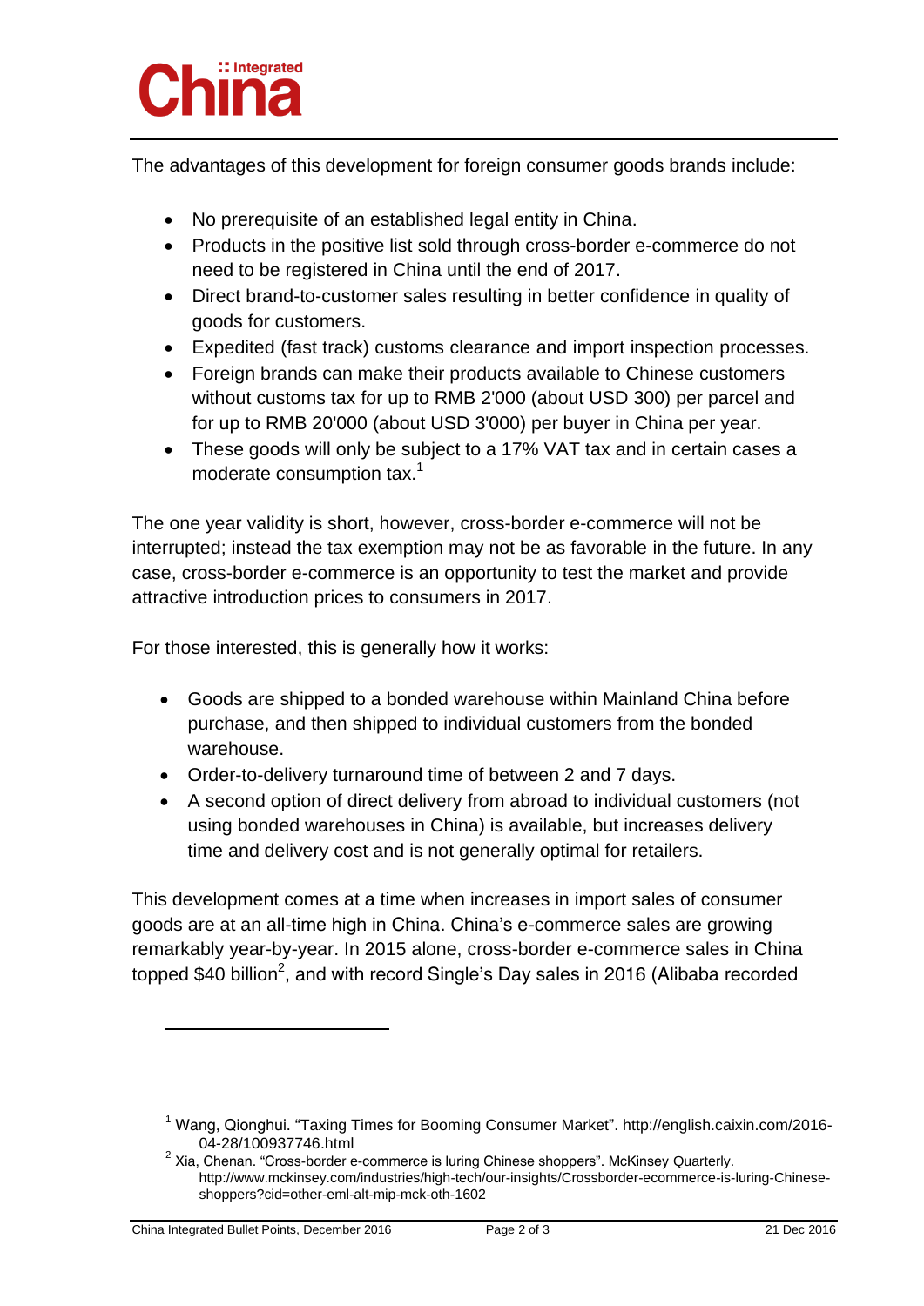The advantages of this development for foreign consumer goods brands include:

- No prerequisite of an established legal entity in China.
- Products in the positive list sold through cross-border e-commerce do not need to be registered in China until the end of 2017.
- Direct brand-to-customer sales resulting in better confidence in quality of goods for customers.
- Expedited (fast track) customs clearance and import inspection processes.
- Foreign brands can make their products available to Chinese customers without customs tax for up to RMB 2'000 (about USD 300) per parcel and for up to RMB 20'000 (about USD 3'000) per buyer in China per year.
- These goods will only be subject to a 17% VAT tax and in certain cases a moderate consumption tax.[1]

The one year validity is short, however, cross-border e-commerce will not be interrupted; instead the tax exemption may not be as favorable in the future. In any case, cross-border e-commerce is an opportunity to test the market and provide attractive introduction prices to consumers in 2017.

For those interested, this is generally how it works:

- Goods are shipped to a bonded warehouse within Mainland China before purchase, and then shipped to individual customers from the bonded warehouse.
- Order-to-delivery turnaround time of between 2 and 7 days.
- A second option of direct delivery from abroad to individual customers (not using bonded warehouses in China) is available, but increases delivery time and delivery cost and is not generally optimal for retailers.

This development comes at a time when increases in import sales of consumer goods are at an all-time high in China. China's e-commerce sales are growing remarkably year-by-year. In 2015 alone, cross-border e-commerce sales in China topped $40 billion[2], and with record Single's Day sales in 2016 (Alibaba recorded

---

[1] Wang, Qionghui. "Taxing Times for Booming Consumer Market". http://english.caixin.com/2016-04-28/100937746.html

[2] Xia, Chenan. "Cross-border e-commerce is luring Chinese shoppers". McKinsey Quarterly. http://www.mckinsey.com/industries/high-tech/our-insights/Crossborder-ecommerce-is-luring-Chinese-shoppers?cid=other-eml-alt-mip-mck-oth-1602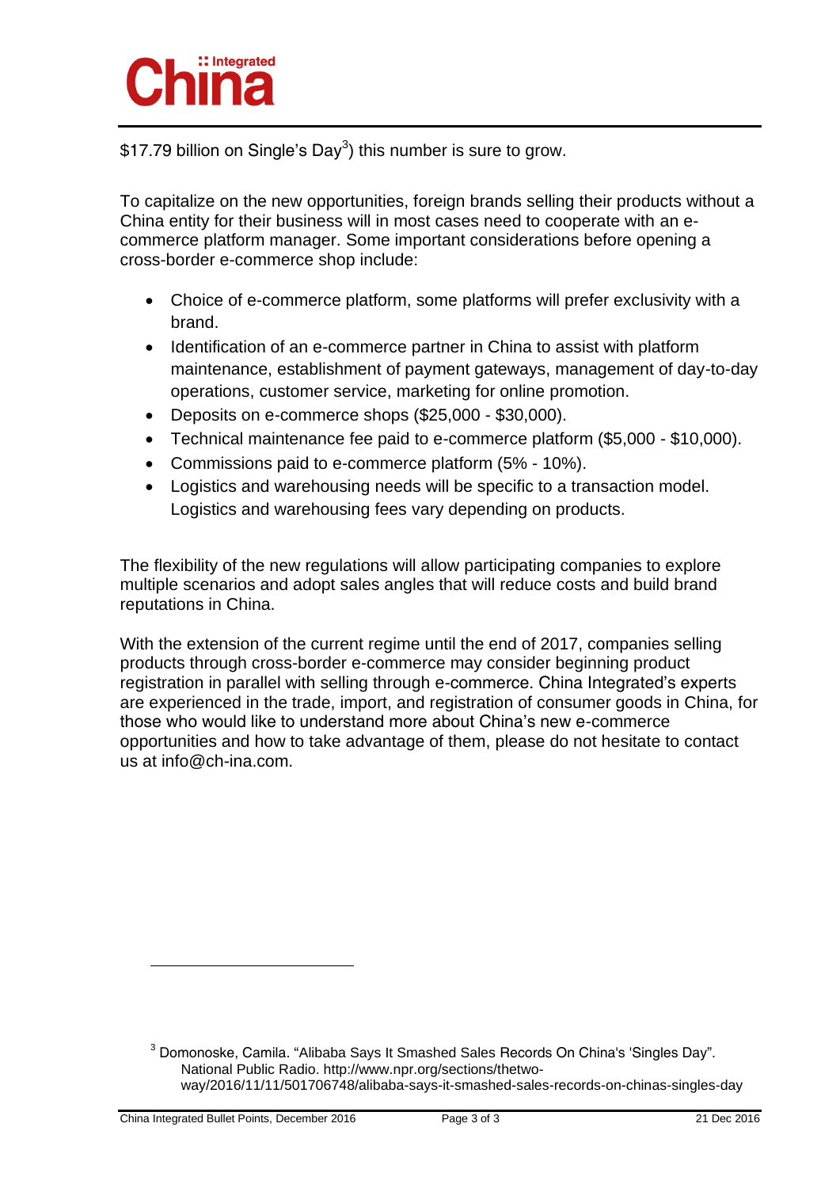$17.79 billion on Single's Day[3]) this number is sure to grow.

To capitalize on the new opportunities, foreign brands selling their products without a China entity for their business will in most cases need to cooperate with an e-commerce platform manager. Some important considerations before opening a cross-border e-commerce shop include:

- Choice of e-commerce platform, some platforms will prefer exclusivity with a brand.
- Identification of an e-commerce partner in China to assist with platform maintenance, establishment of payment gateways, management of day-to-day operations, customer service, marketing for online promotion.
- Deposits on e-commerce shops ($25,000 - $30,000).
- Technical maintenance fee paid to e-commerce platform ($5,000 - $10,000).
- Commissions paid to e-commerce platform (5% - 10%).
- Logistics and warehousing needs will be specific to a transaction model. Logistics and warehousing fees vary depending on products.

The flexibility of the new regulations will allow participating companies to explore multiple scenarios and adopt sales angles that will reduce costs and build brand reputations in China.

With the extension of the current regime until the end of 2017, companies selling products through cross-border e-commerce may consider beginning product registration in parallel with selling through e-commerce. China Integrated's experts are experienced in the trade, import, and registration of consumer goods in China, for those who would like to understand more about China's new e-commerce opportunities and how to take advantage of them, please do not hesitate to contact us at info@ch-ina.com.

---

[3] Domonoske, Camila. "Alibaba Says It Smashed Sales Records On China's 'Singles Day". National Public Radio. http://www.npr.org/sections/thetwo-way/2016/11/11/501706748/alibaba-says-it-smashed-sales-records-on-chinas-singles-day